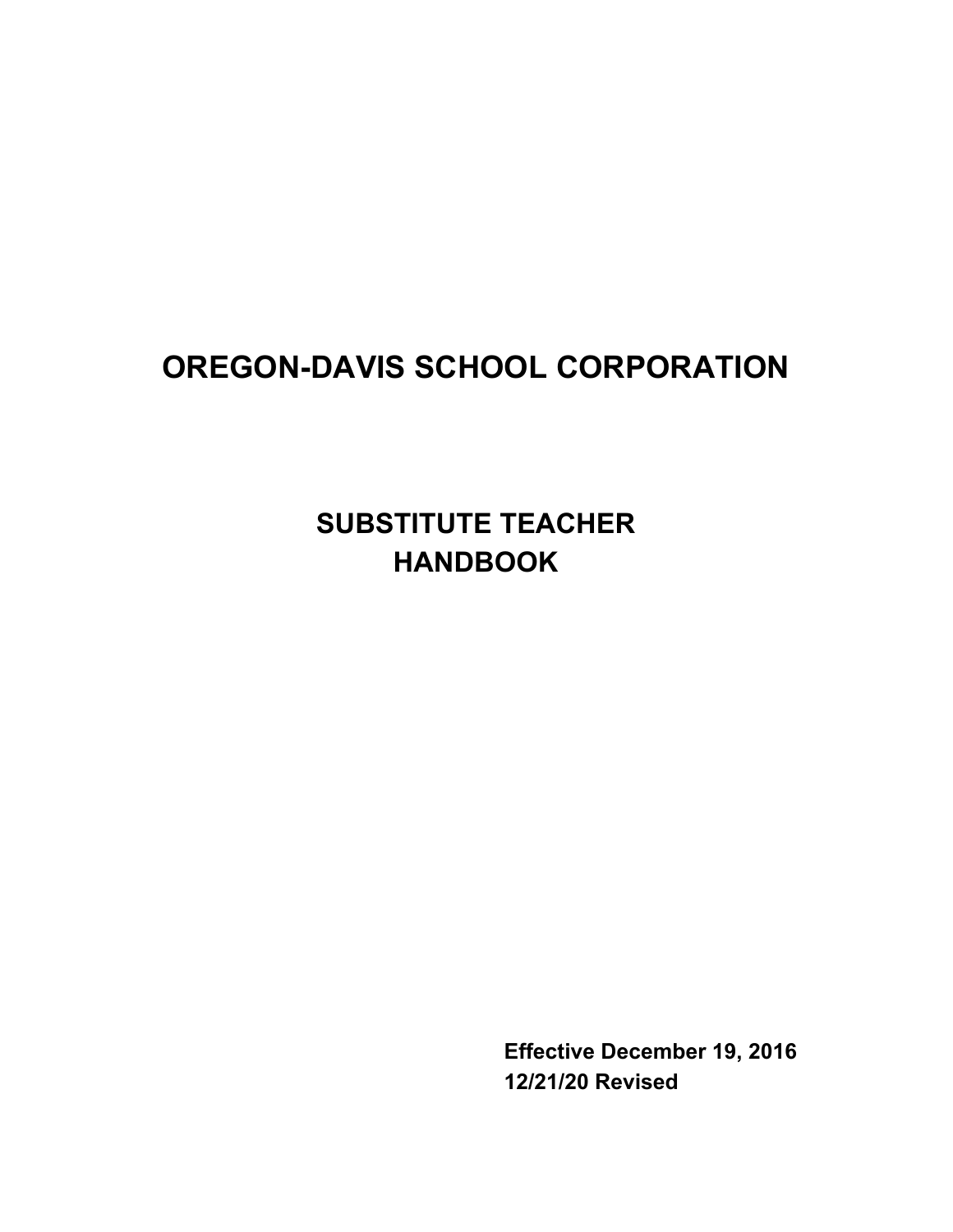# OREGON-DAVIS SCHOOL CORPORATION

## SUBSTITUTE TEACHER HANDBOOK

**Effective December 19, 2016**
**12/21/20 Revised**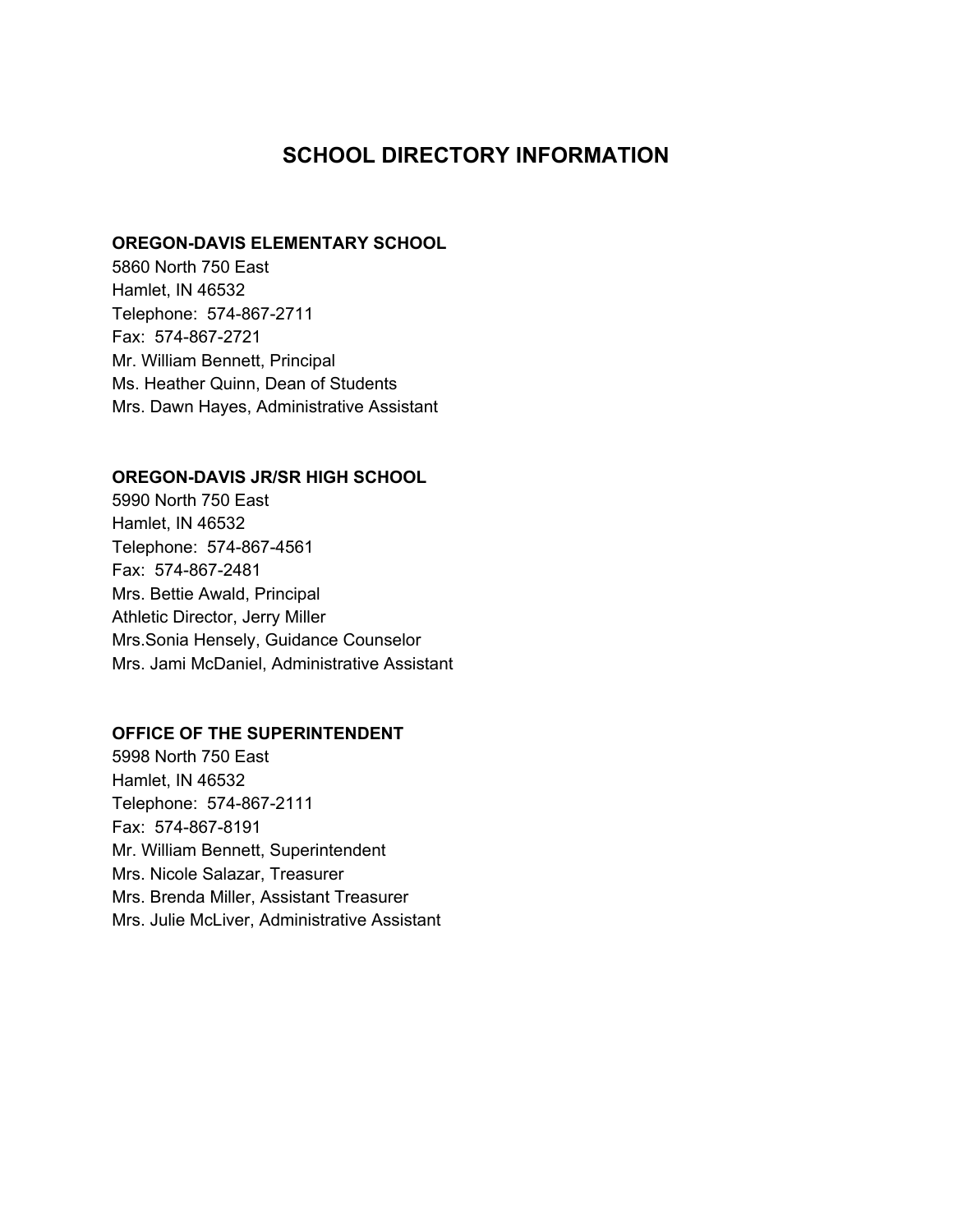# SCHOOL DIRECTORY INFORMATION

**OREGON-DAVIS ELEMENTARY SCHOOL**
5860 North 750 East
Hamlet, IN 46532
Telephone: 574-867-2711
Fax: 574-867-2721
Mr. William Bennett, Principal
Ms. Heather Quinn, Dean of Students
Mrs. Dawn Hayes, Administrative Assistant

**OREGON-DAVIS JR/SR HIGH SCHOOL**
5990 North 750 East
Hamlet, IN 46532
Telephone: 574-867-4561
Fax: 574-867-2481
Mrs. Bettie Awald, Principal
Athletic Director, Jerry Miller
Mrs.Sonia Hensely, Guidance Counselor
Mrs. Jami McDaniel, Administrative Assistant

**OFFICE OF THE SUPERINTENDENT**
5998 North 750 East
Hamlet, IN 46532
Telephone: 574-867-2111
Fax: 574-867-8191
Mr. William Bennett, Superintendent
Mrs. Nicole Salazar, Treasurer
Mrs. Brenda Miller, Assistant Treasurer
Mrs. Julie McLiver, Administrative Assistant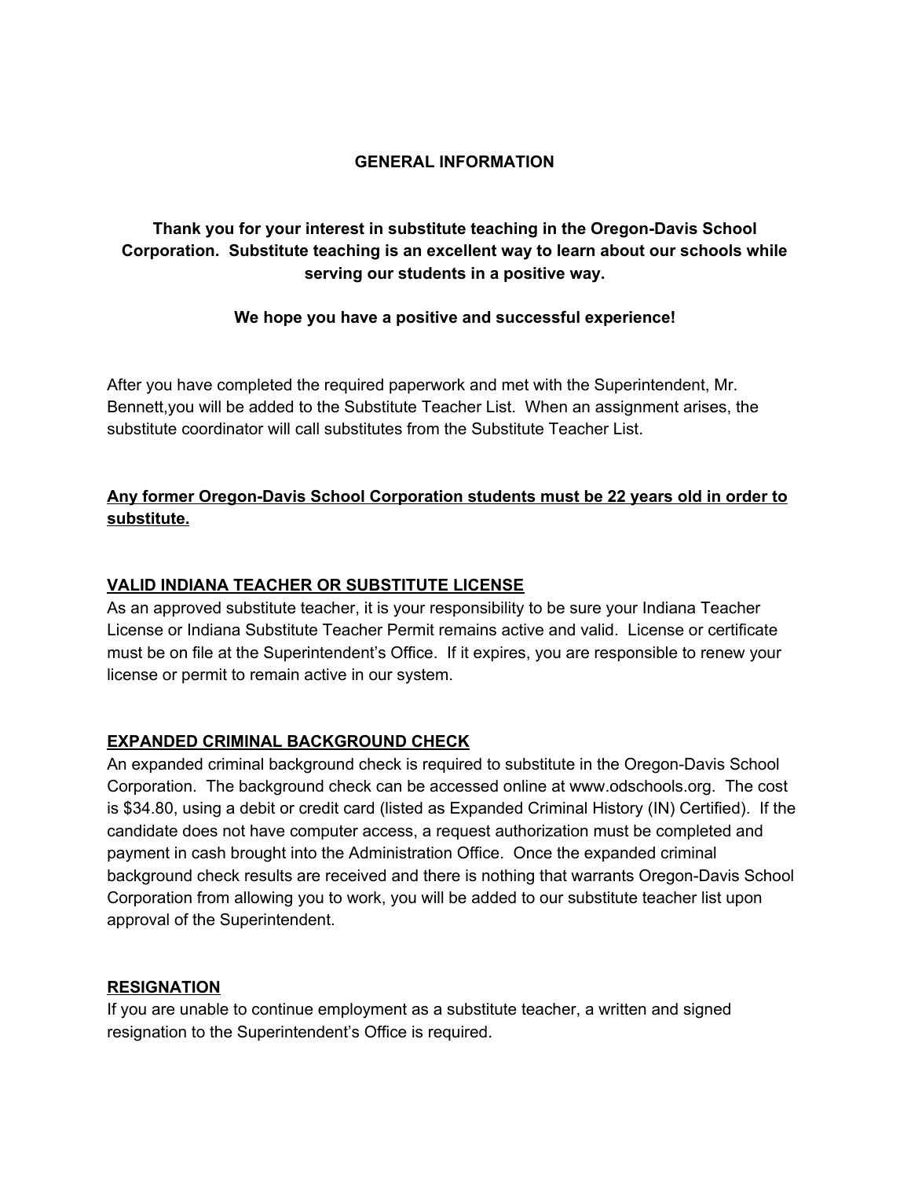# GENERAL INFORMATION

**Thank you for your interest in substitute teaching in the Oregon-Davis School Corporation. Substitute teaching is an excellent way to learn about our schools while serving our students in a positive way.**

**We hope you have a positive and successful experience!**

After you have completed the required paperwork and met with the Superintendent, Mr. Bennett,you will be added to the Substitute Teacher List. When an assignment arises, the substitute coordinator will call substitutes from the Substitute Teacher List.

**<u>Any former Oregon-Davis School Corporation students must be 22 years old in order to substitute.</u>**

## <u>VALID INDIANA TEACHER OR SUBSTITUTE LICENSE</u>

As an approved substitute teacher, it is your responsibility to be sure your Indiana Teacher License or Indiana Substitute Teacher Permit remains active and valid. License or certificate must be on file at the Superintendent's Office. If it expires, you are responsible to renew your license or permit to remain active in our system.

## <u>EXPANDED CRIMINAL BACKGROUND CHECK</u>

An expanded criminal background check is required to substitute in the Oregon-Davis School Corporation. The background check can be accessed online at www.odschools.org. The cost is $34.80, using a debit or credit card (listed as Expanded Criminal History (IN) Certified). If the candidate does not have computer access, a request authorization must be completed and payment in cash brought into the Administration Office. Once the expanded criminal background check results are received and there is nothing that warrants Oregon-Davis School Corporation from allowing you to work, you will be added to our substitute teacher list upon approval of the Superintendent.

## <u>RESIGNATION</u>

If you are unable to continue employment as a substitute teacher, a written and signed resignation to the Superintendent's Office is required.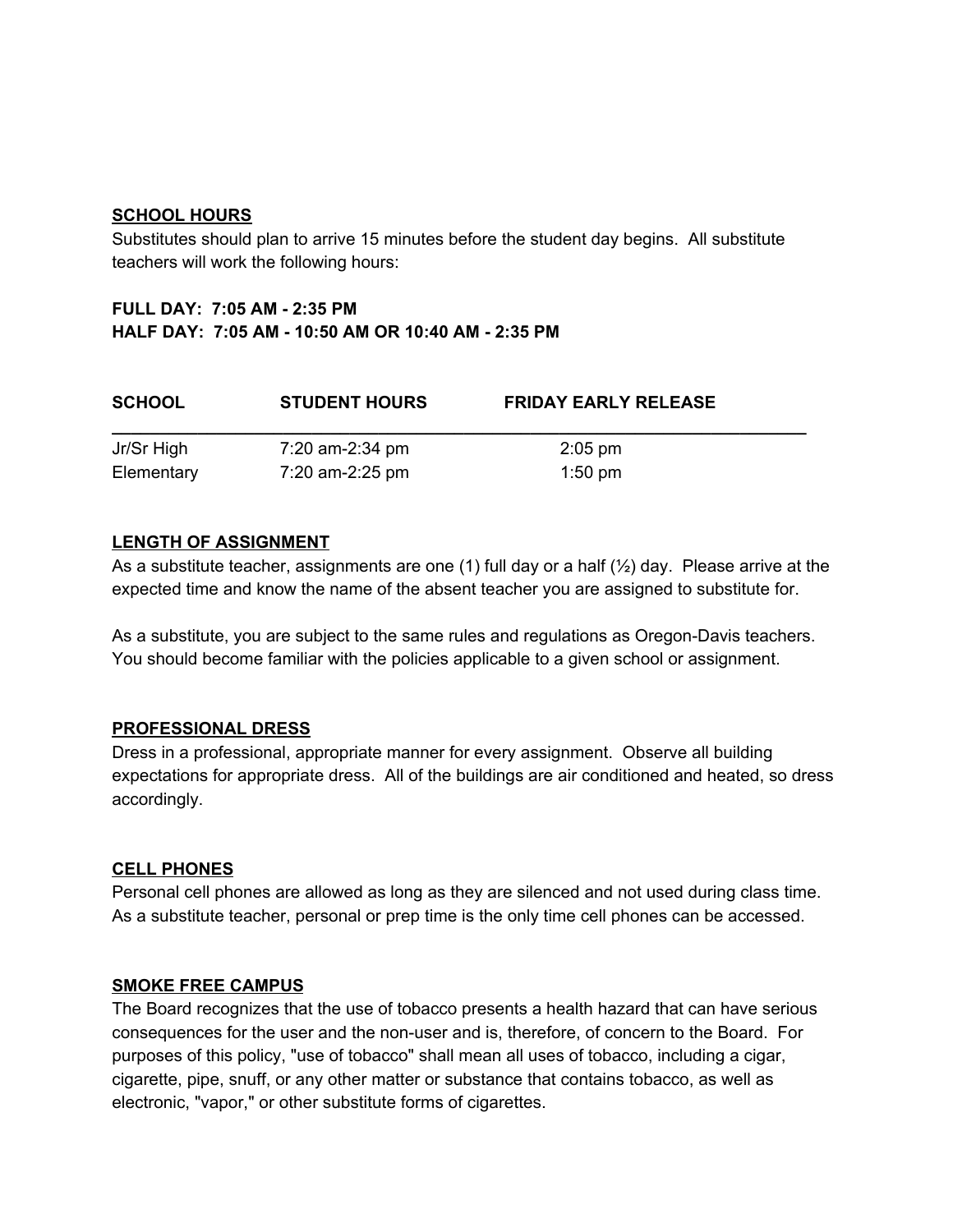## SCHOOL HOURS

Substitutes should plan to arrive 15 minutes before the student day begins. All substitute teachers will work the following hours:

**FULL DAY: 7:05 AM - 2:35 PM**
**HALF DAY: 7:05 AM - 10:50 AM OR 10:40 AM - 2:35 PM**

| SCHOOL | STUDENT HOURS | FRIDAY EARLY RELEASE |
|---|---|---|
| Jr/Sr High | 7:20 am-2:34 pm | 2:05 pm |
| Elementary | 7:20 am-2:25 pm | 1:50 pm |

## LENGTH OF ASSIGNMENT

As a substitute teacher, assignments are one (1) full day or a half (½) day. Please arrive at the expected time and know the name of the absent teacher you are assigned to substitute for.

As a substitute, you are subject to the same rules and regulations as Oregon-Davis teachers. You should become familiar with the policies applicable to a given school or assignment.

## PROFESSIONAL DRESS

Dress in a professional, appropriate manner for every assignment. Observe all building expectations for appropriate dress. All of the buildings are air conditioned and heated, so dress accordingly.

## CELL PHONES

Personal cell phones are allowed as long as they are silenced and not used during class time. As a substitute teacher, personal or prep time is the only time cell phones can be accessed.

## SMOKE FREE CAMPUS

The Board recognizes that the use of tobacco presents a health hazard that can have serious consequences for the user and the non-user and is, therefore, of concern to the Board. For purposes of this policy, "use of tobacco" shall mean all uses of tobacco, including a cigar, cigarette, pipe, snuff, or any other matter or substance that contains tobacco, as well as electronic, "vapor," or other substitute forms of cigarettes.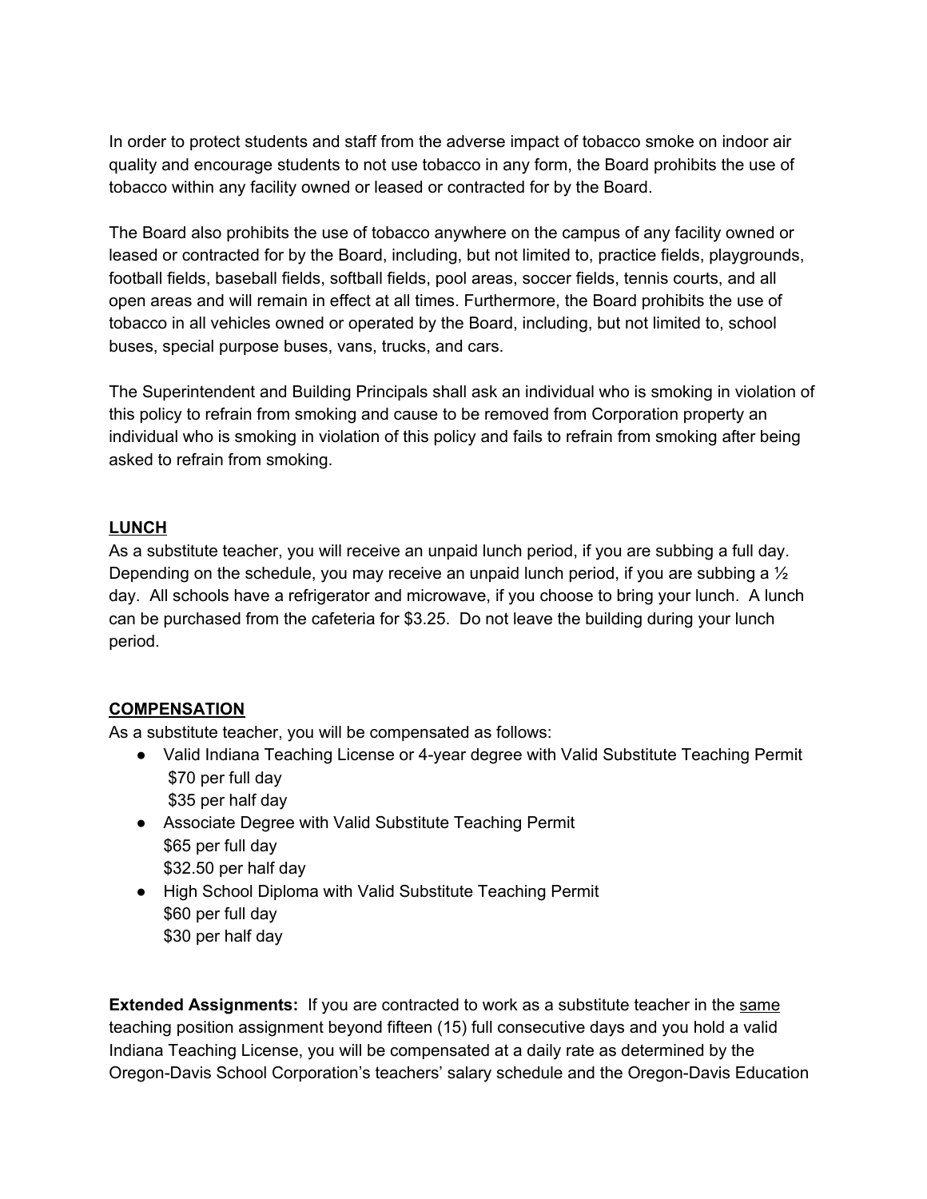In order to protect students and staff from the adverse impact of tobacco smoke on indoor air quality and encourage students to not use tobacco in any form, the Board prohibits the use of tobacco within any facility owned or leased or contracted for by the Board.

The Board also prohibits the use of tobacco anywhere on the campus of any facility owned or leased or contracted for by the Board, including, but not limited to, practice fields, playgrounds, football fields, baseball fields, softball fields, pool areas, soccer fields, tennis courts, and all open areas and will remain in effect at all times. Furthermore, the Board prohibits the use of tobacco in all vehicles owned or operated by the Board, including, but not limited to, school buses, special purpose buses, vans, trucks, and cars.

The Superintendent and Building Principals shall ask an individual who is smoking in violation of this policy to refrain from smoking and cause to be removed from Corporation property an individual who is smoking in violation of this policy and fails to refrain from smoking after being asked to refrain from smoking.

## LUNCH

As a substitute teacher, you will receive an unpaid lunch period, if you are subbing a full day. Depending on the schedule, you may receive an unpaid lunch period, if you are subbing a ½ day. All schools have a refrigerator and microwave, if you choose to bring your lunch. A lunch can be purchased from the cafeteria for $3.25. Do not leave the building during your lunch period.

## COMPENSATION

As a substitute teacher, you will be compensated as follows:

- Valid Indiana Teaching License or 4-year degree with Valid Substitute Teaching Permit
  $70 per full day
  $35 per half day
- Associate Degree with Valid Substitute Teaching Permit
  $65 per full day
  $32.50 per half day
- High School Diploma with Valid Substitute Teaching Permit
  $60 per full day
  $30 per half day

**Extended Assignments:** If you are contracted to work as a substitute teacher in the same teaching position assignment beyond fifteen (15) full consecutive days and you hold a valid Indiana Teaching License, you will be compensated at a daily rate as determined by the Oregon-Davis School Corporation's teachers' salary schedule and the Oregon-Davis Education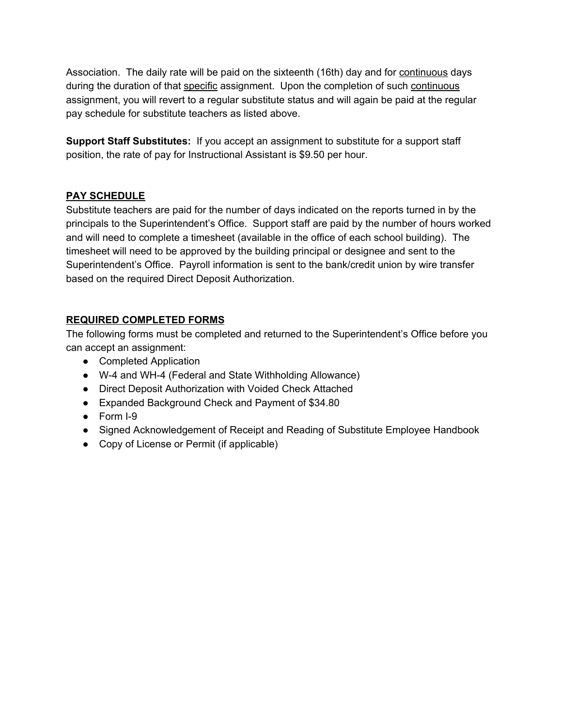Association. The daily rate will be paid on the sixteenth (16th) day and for continuous days during the duration of that specific assignment. Upon the completion of such continuous assignment, you will revert to a regular substitute status and will again be paid at the regular pay schedule for substitute teachers as listed above.

**Support Staff Substitutes:** If you accept an assignment to substitute for a support staff position, the rate of pay for Instructional Assistant is $9.50 per hour.

## PAY SCHEDULE

Substitute teachers are paid for the number of days indicated on the reports turned in by the principals to the Superintendent's Office. Support staff are paid by the number of hours worked and will need to complete a timesheet (available in the office of each school building). The timesheet will need to be approved by the building principal or designee and sent to the Superintendent's Office. Payroll information is sent to the bank/credit union by wire transfer based on the required Direct Deposit Authorization.

## REQUIRED COMPLETED FORMS

The following forms must be completed and returned to the Superintendent's Office before you can accept an assignment:

- Completed Application
- W-4 and WH-4 (Federal and State Withholding Allowance)
- Direct Deposit Authorization with Voided Check Attached
- Expanded Background Check and Payment of $34.80
- Form I-9
- Signed Acknowledgement of Receipt and Reading of Substitute Employee Handbook
- Copy of License or Permit (if applicable)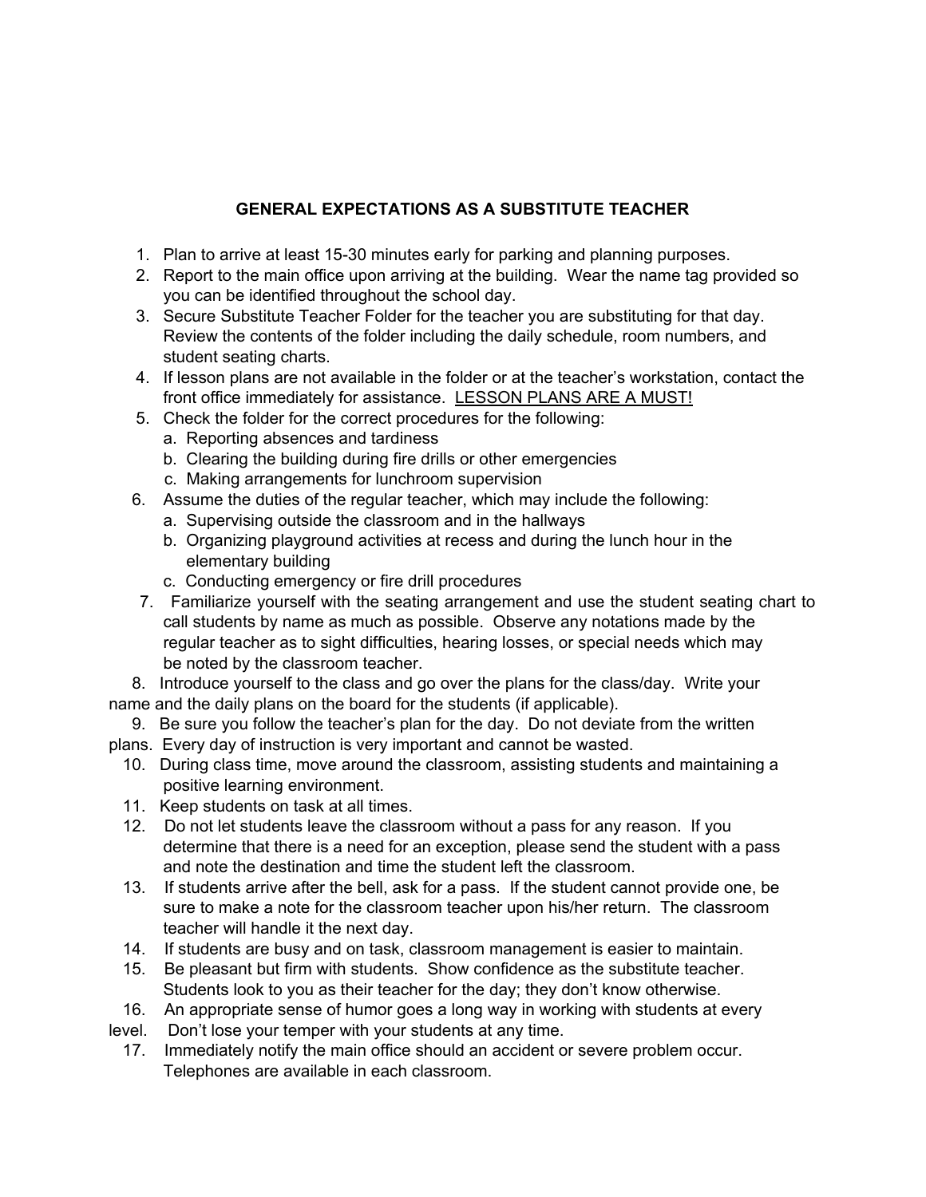## GENERAL EXPECTATIONS AS A SUBSTITUTE TEACHER

1. Plan to arrive at least 15-30 minutes early for parking and planning purposes.
2. Report to the main office upon arriving at the building. Wear the name tag provided so you can be identified throughout the school day.
3. Secure Substitute Teacher Folder for the teacher you are substituting for that day. Review the contents of the folder including the daily schedule, room numbers, and student seating charts.
4. If lesson plans are not available in the folder or at the teacher's workstation, contact the front office immediately for assistance. <u>LESSON PLANS ARE A MUST!</u>
5. Check the folder for the correct procedures for the following:
   a. Reporting absences and tardiness
   b. Clearing the building during fire drills or other emergencies
   c. Making arrangements for lunchroom supervision
6. Assume the duties of the regular teacher, which may include the following:
   a. Supervising outside the classroom and in the hallways
   b. Organizing playground activities at recess and during the lunch hour in the elementary building
   c. Conducting emergency or fire drill procedures
7. Familiarize yourself with the seating arrangement and use the student seating chart to call students by name as much as possible. Observe any notations made by the regular teacher as to sight difficulties, hearing losses, or special needs which may be noted by the classroom teacher.
8. Introduce yourself to the class and go over the plans for the class/day. Write your name and the daily plans on the board for the students (if applicable).
9. Be sure you follow the teacher's plan for the day. Do not deviate from the written plans. Every day of instruction is very important and cannot be wasted.
10. During class time, move around the classroom, assisting students and maintaining a positive learning environment.
11. Keep students on task at all times.
12. Do not let students leave the classroom without a pass for any reason. If you determine that there is a need for an exception, please send the student with a pass and note the destination and time the student left the classroom.
13. If students arrive after the bell, ask for a pass. If the student cannot provide one, be sure to make a note for the classroom teacher upon his/her return. The classroom teacher will handle it the next day.
14. If students are busy and on task, classroom management is easier to maintain.
15. Be pleasant but firm with students. Show confidence as the substitute teacher. Students look to you as their teacher for the day; they don't know otherwise.
16. An appropriate sense of humor goes a long way in working with students at every level. Don't lose your temper with your students at any time.
17. Immediately notify the main office should an accident or severe problem occur. Telephones are available in each classroom.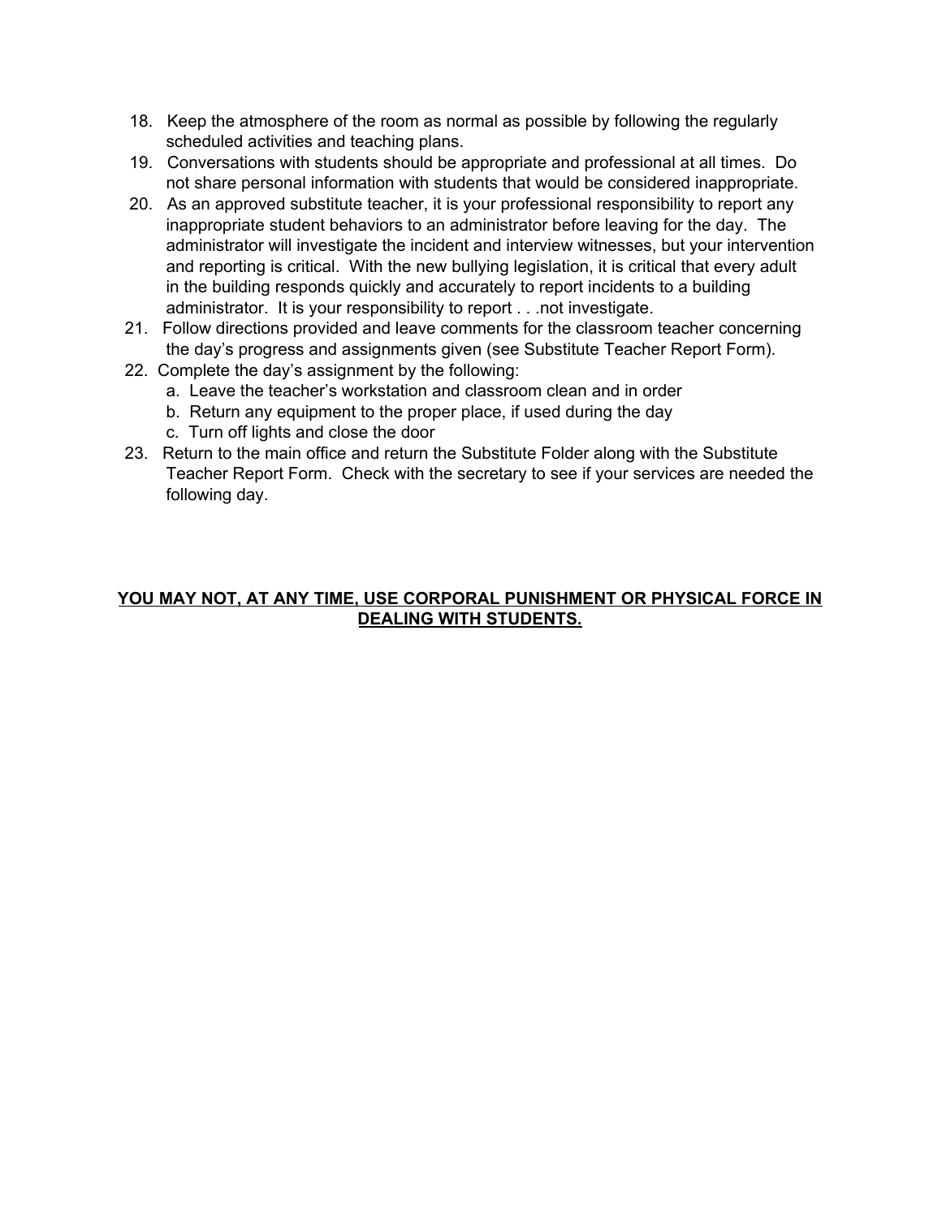18. Keep the atmosphere of the room as normal as possible by following the regularly scheduled activities and teaching plans.
19. Conversations with students should be appropriate and professional at all times. Do not share personal information with students that would be considered inappropriate.
20. As an approved substitute teacher, it is your professional responsibility to report any inappropriate student behaviors to an administrator before leaving for the day. The administrator will investigate the incident and interview witnesses, but your intervention and reporting is critical. With the new bullying legislation, it is critical that every adult in the building responds quickly and accurately to report incidents to a building administrator. It is your responsibility to report . . .not investigate.
21. Follow directions provided and leave comments for the classroom teacher concerning the day's progress and assignments given (see Substitute Teacher Report Form).
22. Complete the day's assignment by the following:
    a. Leave the teacher's workstation and classroom clean and in order
    b. Return any equipment to the proper place, if used during the day
    c. Turn off lights and close the door
23. Return to the main office and return the Substitute Folder along with the Substitute Teacher Report Form. Check with the secretary to see if your services are needed the following day.

**<u>YOU MAY NOT, AT ANY TIME, USE CORPORAL PUNISHMENT OR PHYSICAL FORCE IN DEALING WITH STUDENTS.</u>**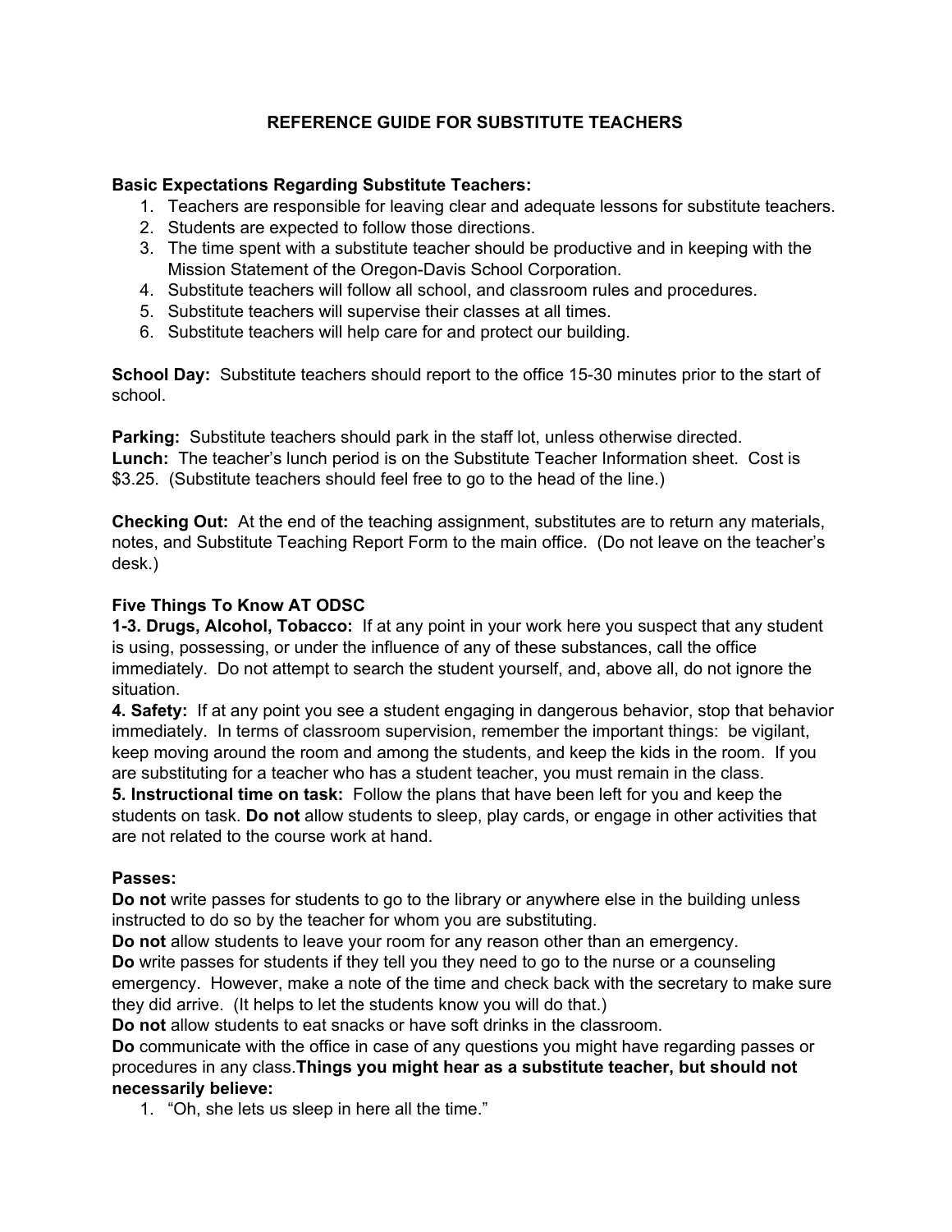# REFERENCE GUIDE FOR SUBSTITUTE TEACHERS

**Basic Expectations Regarding Substitute Teachers:**

1. Teachers are responsible for leaving clear and adequate lessons for substitute teachers.
2. Students are expected to follow those directions.
3. The time spent with a substitute teacher should be productive and in keeping with the Mission Statement of the Oregon-Davis School Corporation.
4. Substitute teachers will follow all school, and classroom rules and procedures.
5. Substitute teachers will supervise their classes at all times.
6. Substitute teachers will help care for and protect our building.

**School Day:** Substitute teachers should report to the office 15-30 minutes prior to the start of school.

**Parking:** Substitute teachers should park in the staff lot, unless otherwise directed.
**Lunch:** The teacher's lunch period is on the Substitute Teacher Information sheet. Cost is $3.25. (Substitute teachers should feel free to go to the head of the line.)

**Checking Out:** At the end of the teaching assignment, substitutes are to return any materials, notes, and Substitute Teaching Report Form to the main office. (Do not leave on the teacher's desk.)

**Five Things To Know AT ODSC**

**1-3. Drugs, Alcohol, Tobacco:** If at any point in your work here you suspect that any student is using, possessing, or under the influence of any of these substances, call the office immediately. Do not attempt to search the student yourself, and, above all, do not ignore the situation.

**4. Safety:** If at any point you see a student engaging in dangerous behavior, stop that behavior immediately. In terms of classroom supervision, remember the important things: be vigilant, keep moving around the room and among the students, and keep the kids in the room. If you are substituting for a teacher who has a student teacher, you must remain in the class.

**5. Instructional time on task:** Follow the plans that have been left for you and keep the students on task. **Do not** allow students to sleep, play cards, or engage in other activities that are not related to the course work at hand.

**Passes:**

**Do not** write passes for students to go to the library or anywhere else in the building unless instructed to do so by the teacher for whom you are substituting.

**Do not** allow students to leave your room for any reason other than an emergency.

**Do** write passes for students if they tell you they need to go to the nurse or a counseling emergency. However, make a note of the time and check back with the secretary to make sure they did arrive. (It helps to let the students know you will do that.)

**Do not** allow students to eat snacks or have soft drinks in the classroom.

**Do** communicate with the office in case of any questions you might have regarding passes or procedures in any class.**Things you might hear as a substitute teacher, but should not necessarily believe:**

1. "Oh, she lets us sleep in here all the time."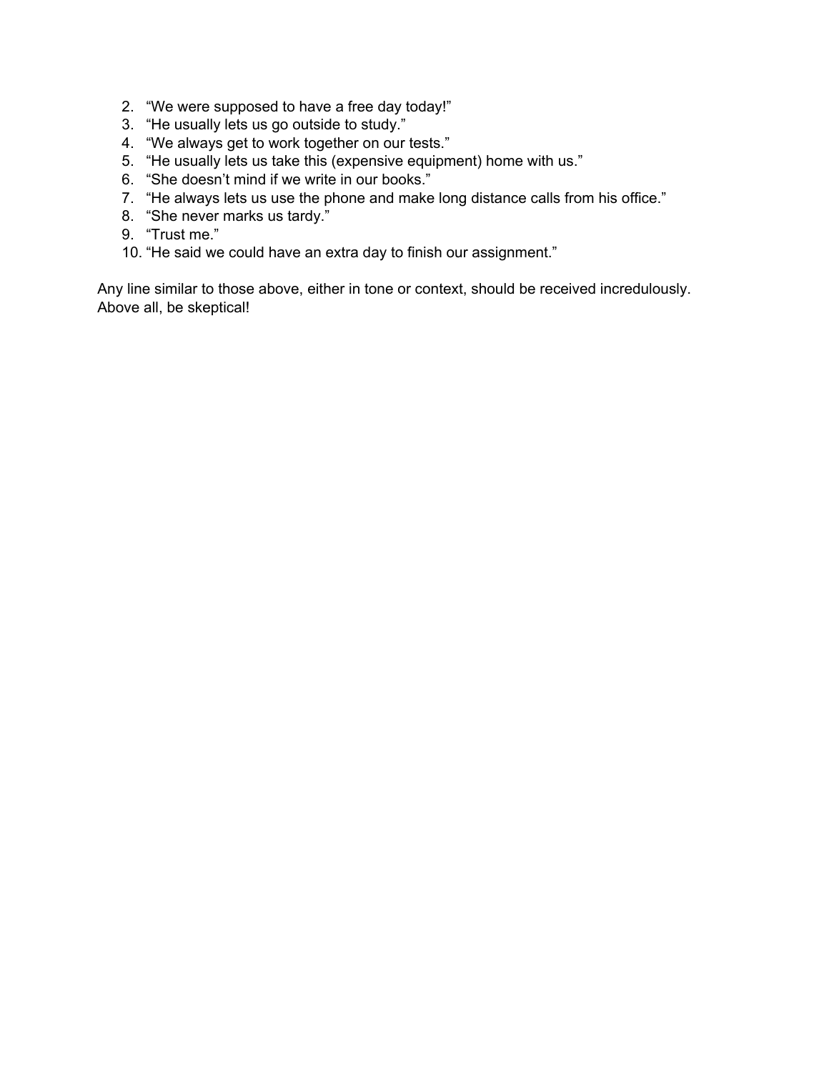2. "We were supposed to have a free day today!"
3. "He usually lets us go outside to study."
4. "We always get to work together on our tests."
5. "He usually lets us take this (expensive equipment) home with us."
6. "She doesn't mind if we write in our books."
7. "He always lets us use the phone and make long distance calls from his office."
8. "She never marks us tardy."
9. "Trust me."
10. "He said we could have an extra day to finish our assignment."

Any line similar to those above, either in tone or context, should be received incredulously. Above all, be skeptical!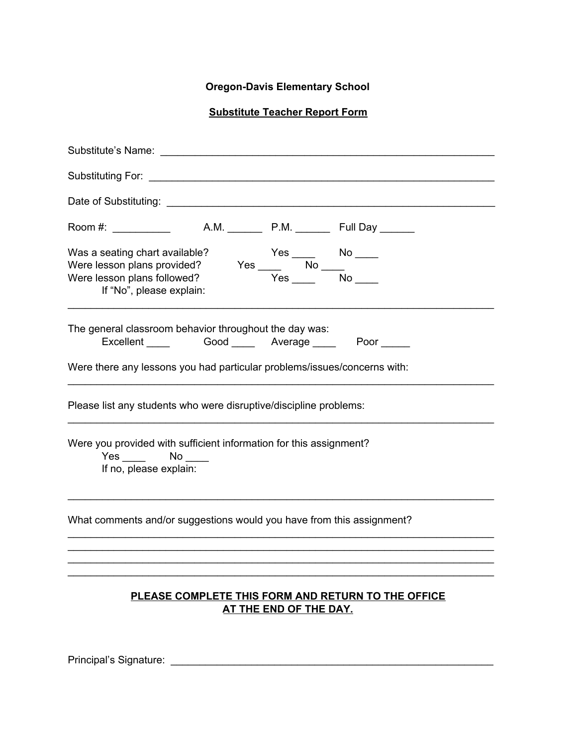**Oregon-Davis Elementary School**

**Substitute Teacher Report Form**

Substitute's Name: ___________________________________________________________

Substituting For: ____________________________________________________________

Date of Substituting: _________________________________________________________

Room #: __________ A.M. ______ P.M. ______ Full Day ______

Was a seating chart available? Yes ____ No ____
Were lesson plans provided? Yes ____ No ____
Were lesson plans followed? Yes ____ No ____
If "No", please explain:

_________________________________________________________________________

The general classroom behavior throughout the day was:
Excellent ____ Good ____ Average ____ Poor _____

Were there any lessons you had particular problems/issues/concerns with:
_________________________________________________________________________

Please list any students who were disruptive/discipline problems:
_________________________________________________________________________

Were you provided with sufficient information for this assignment?
Yes ____ No ____
If no, please explain:

_________________________________________________________________________

What comments and/or suggestions would you have from this assignment?
_________________________________________________________________________
_________________________________________________________________________
_________________________________________________________________________
_________________________________________________________________________

**PLEASE COMPLETE THIS FORM AND RETURN TO THE OFFICE AT THE END OF THE DAY.**

Principal's Signature: _________________________________________________________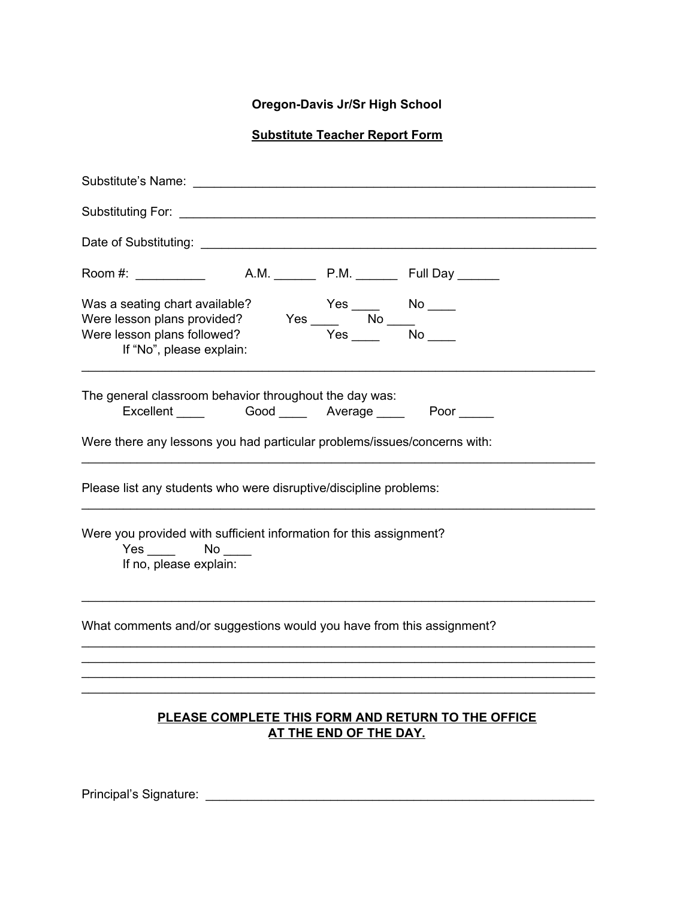**Oregon-Davis Jr/Sr High School**

**Substitute Teacher Report Form**

Substitute's Name: ____________________________________________________________

Substituting For: ______________________________________________________________

Date of Substituting: ___________________________________________________________

Room #: __________ A.M. ______ P.M. ______ Full Day ______

Was a seating chart available? Yes ____ No ____
Were lesson plans provided? Yes ____ No ____
Were lesson plans followed? Yes ____ No ____
If "No", please explain:
__________________________________________________________________________

The general classroom behavior throughout the day was:
Excellent ____ Good ____ Average ____ Poor _____

Were there any lessons you had particular problems/issues/concerns with:
__________________________________________________________________________

Please list any students who were disruptive/discipline problems:
__________________________________________________________________________

Were you provided with sufficient information for this assignment?
Yes ____ No ____
If no, please explain:

__________________________________________________________________________

What comments and/or suggestions would you have from this assignment?
__________________________________________________________________________
__________________________________________________________________________
__________________________________________________________________________
__________________________________________________________________________

**PLEASE COMPLETE THIS FORM AND RETURN TO THE OFFICE AT THE END OF THE DAY.**

Principal's Signature: ___________________________________________________________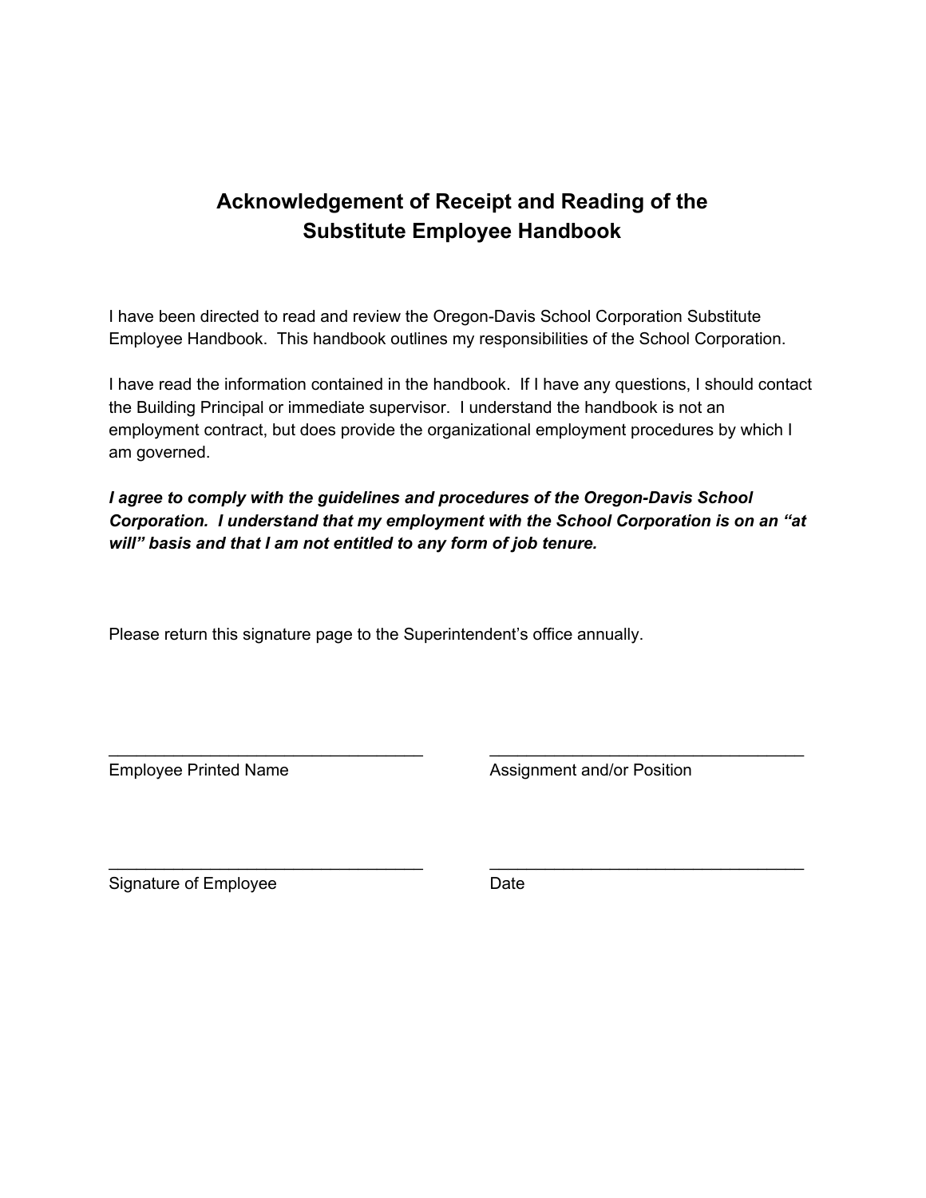# Acknowledgement of Receipt and Reading of the Substitute Employee Handbook

I have been directed to read and review the Oregon-Davis School Corporation Substitute Employee Handbook. This handbook outlines my responsibilities of the School Corporation.

I have read the information contained in the handbook. If I have any questions, I should contact the Building Principal or immediate supervisor. I understand the handbook is not an employment contract, but does provide the organizational employment procedures by which I am governed.

***I agree to comply with the guidelines and procedures of the Oregon-Davis School Corporation. I understand that my employment with the School Corporation is on an "at will" basis and that I am not entitled to any form of job tenure.***

Please return this signature page to the Superintendent's office annually.

| | |
|---|---|
| ___________________________________ | ___________________________________ |
| Employee Printed Name | Assignment and/or Position |
| ___________________________________ | ___________________________________ |
| Signature of Employee | Date |